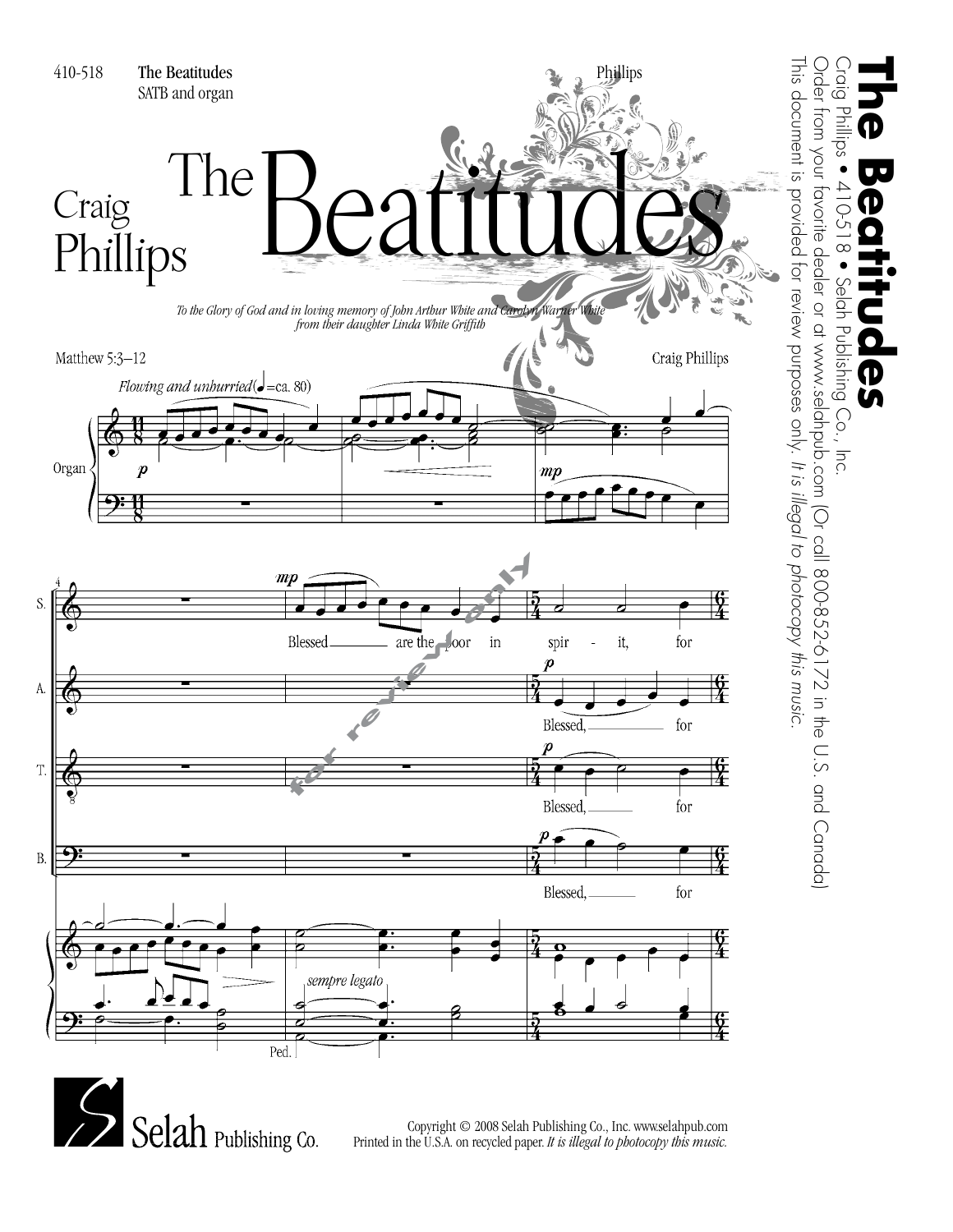410-518 **The Beatitudes**
SATB and organ

# Craig Phillips — The Beatitudes

*To the Glory of God and in loving memory of John Arthur White and Carolyn Warner White from their daughter Linda White Griffith*

Matthew 5:3–12

Craig Phillips

*Flowing and unhurried* (♩ = ca. 80)

S.: Blessed are the poor in spirit, for

A.: Blessed, for

T.: Blessed, for

B.: Blessed, for

*sempre legato*

Ped.

**The Beatitudes**
Craig Phillips • 410-518 • Selah Publishing Co., Inc.
Order from your favorite dealer or at www.selahpub.com (Or call 800-852-6172 in the U.S. and Canada)
This document is provided for review purposes only. *It is illegal to photocopy this music.*

Selah Publishing Co.

Copyright © 2008 Selah Publishing Co., Inc. www.selahpub.com
Printed in the U.S.A. on recycled paper. *It is illegal to photocopy this music.*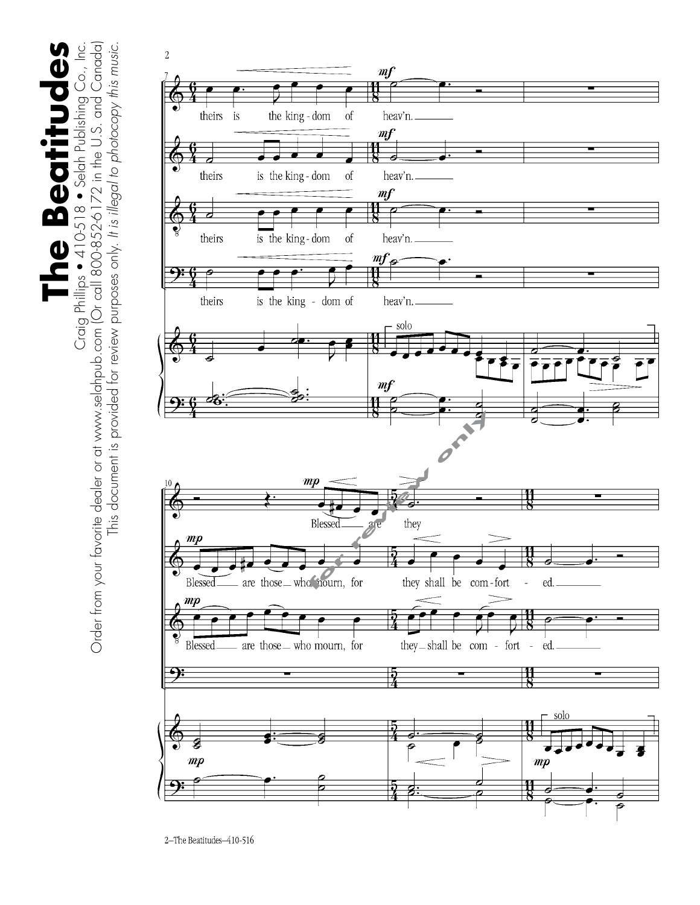# The Beatitudes

Craig Phillips • 410-518 • Selah Publishing Co., Inc.

Order from your favorite dealer or at www.selahpub.com (Or call 800-852-6172 in the U.S. and Canada)

This document is provided for review purposes only. *It is illegal to photocopy this music.*

theirs is the king-dom of heav'n.

Blessed are those who mourn, for they shall be com-fort-ed.

for review only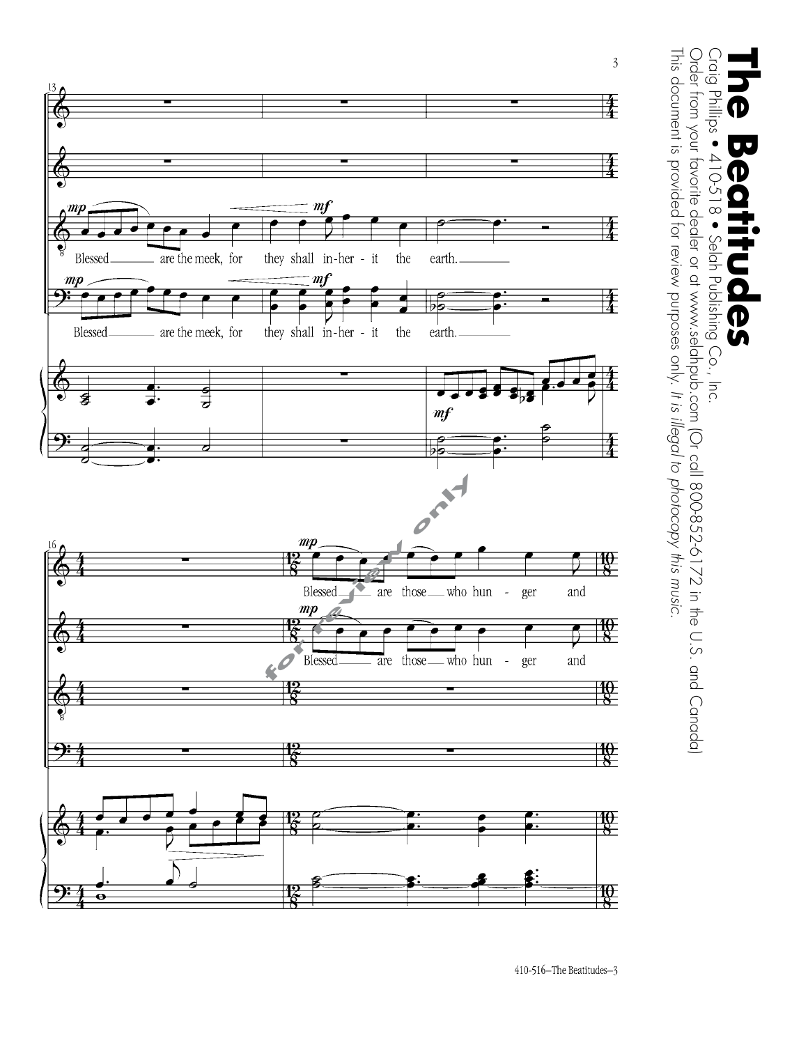# The Beatitudes

Craig Phillips • 410-518 • Selah Publishing Co., Inc.

Order from your favorite dealer or at www.selahpub.com (Or call 800-852-6172 in the U.S. and Canada)

This document is provided for review purposes only. *It is illegal to photocopy this music.*

Blessed are the meek, for they shall in-her - it the earth.

Blessed are the meek, for they shall in-her - it the earth.

Blessed are those who hun - ger and

Blessed are those who hun - ger and

for review only

410-516–The Beatitudes–3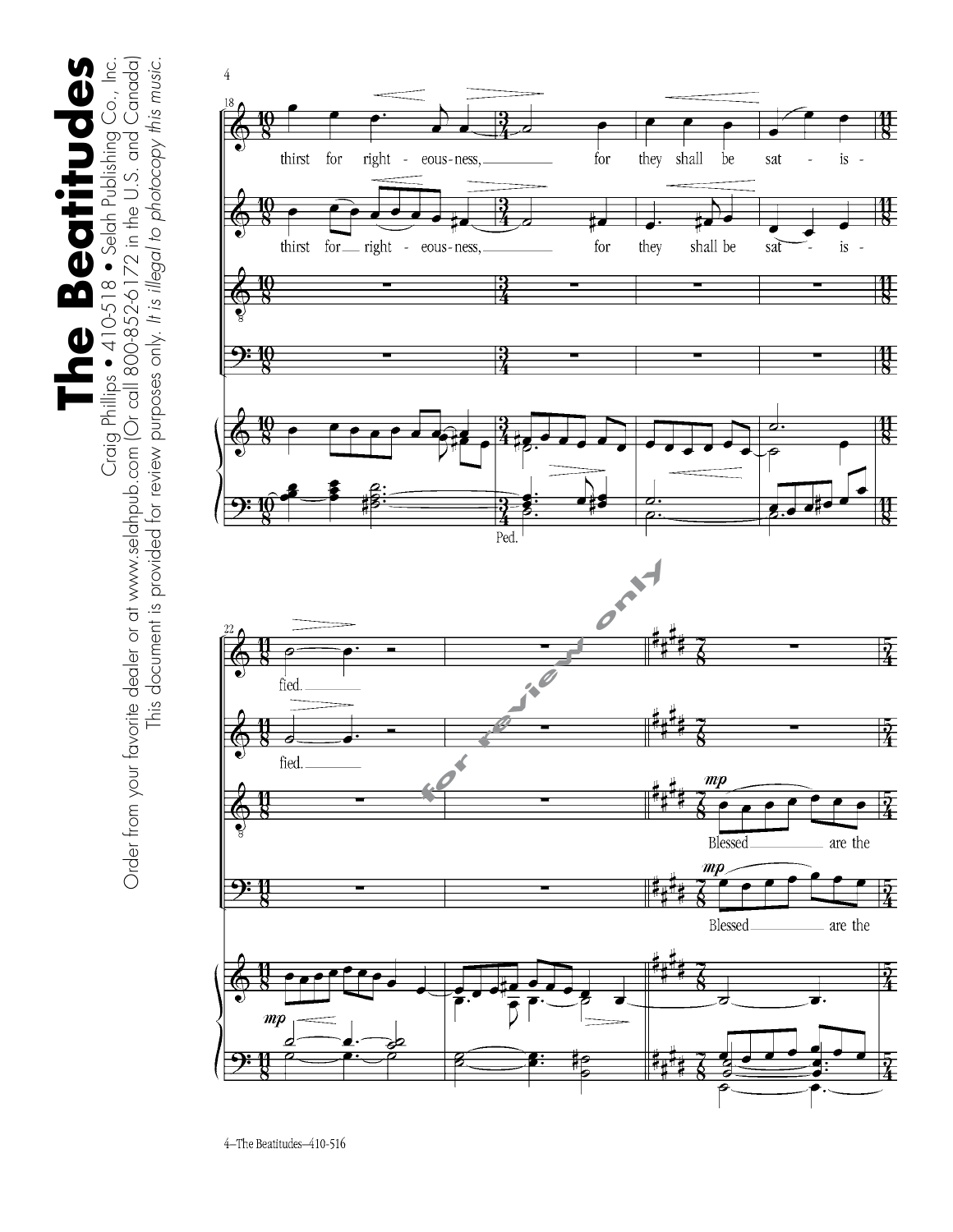# The Beatitudes

Craig Phillips • 410-518 • Selah Publishing Co., Inc.

Order from your favorite dealer or at www.selahpub.com (Or call 800-852-6172 in the U.S. and Canada)

This document is provided for review purposes only. *It is illegal to photocopy this music.*

thirst for right - eous-ness, for they shall be sat - is - fied.

thirst for right - eous-ness, for they shall be sat - is - fied.

Blessed are the

Blessed are the

Ped.

for review only

4—The Beatitudes—410-516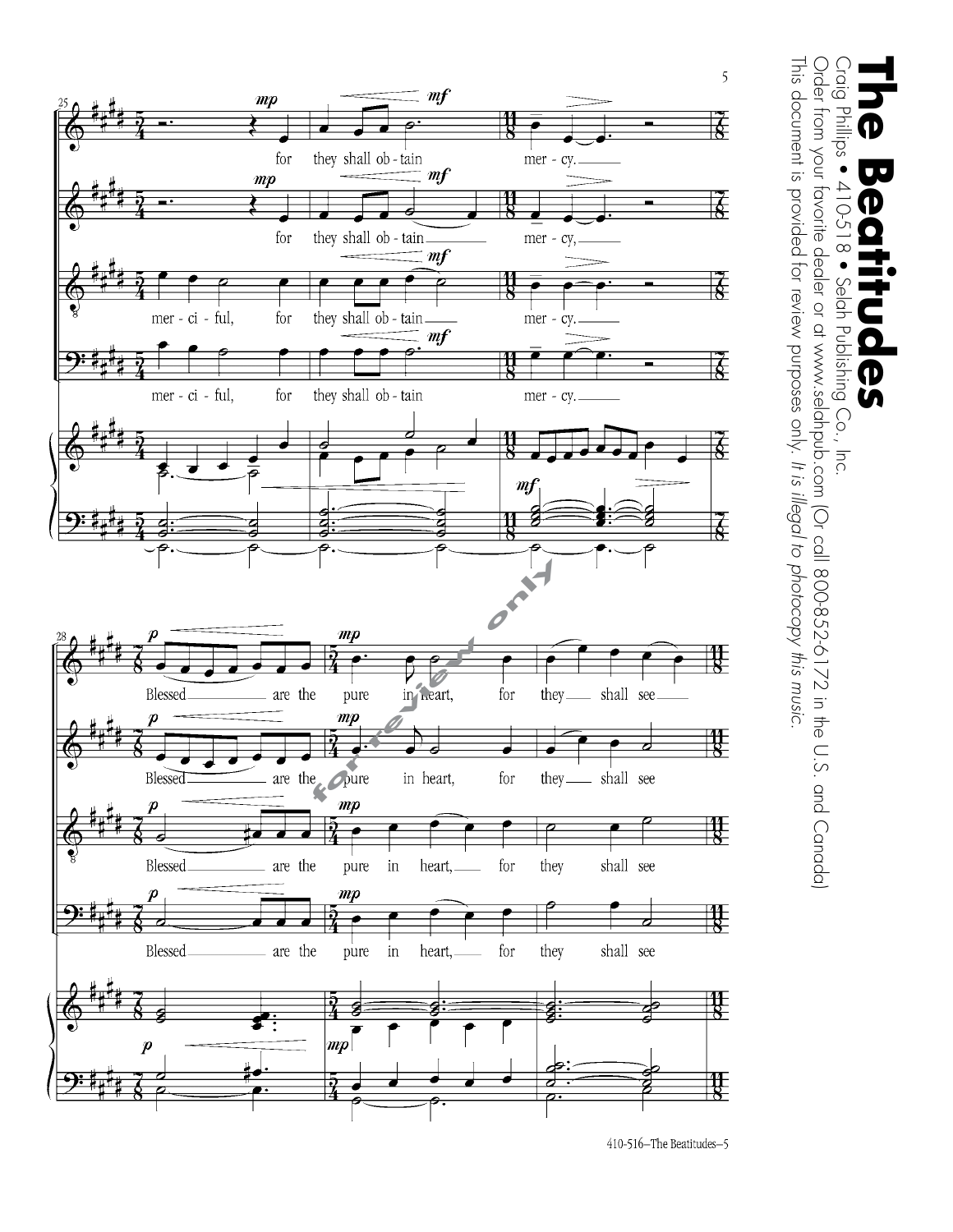# The Beatitudes

Craig Phillips • 410-518 • Selah Publishing Co., Inc.

Order from your favorite dealer or at www.selahpub.com (Or call 800-852-6172 in the U.S. and Canada)

This document is provided for review purposes only. *It is illegal to photocopy this music.*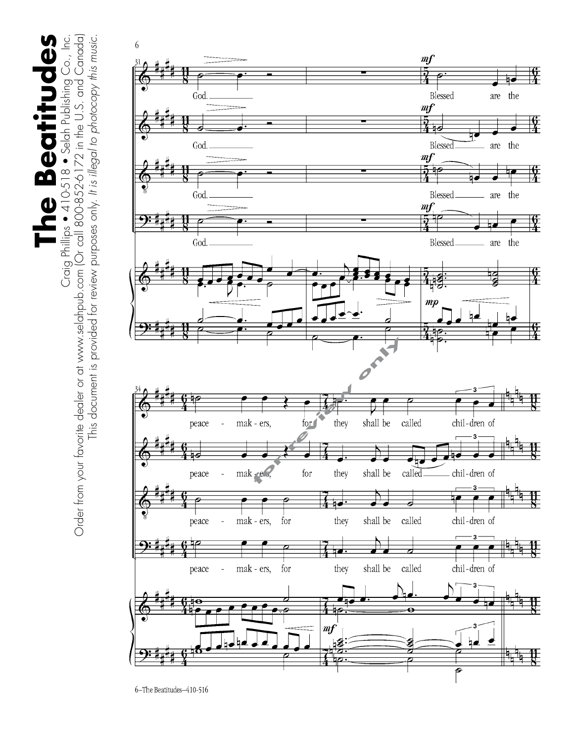# The Beatitudes

Craig Phillips • 410-518 • Selah Publishing Co., Inc.

Order from your favorite dealer or at www.selahpub.com (Or call 800-852-6172 in the U.S. and Canada)

This document is provided for review purposes only. *It is illegal to photocopy this music.*

God. Blessed are the

peace - mak - ers, for they shall be called chil - dren of

for review only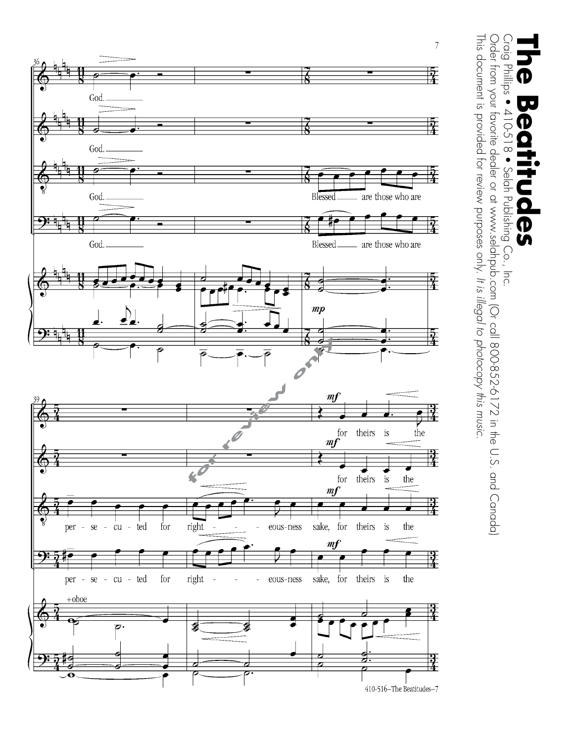# The Beatitudes

Craig Phillips • 410-518 • Selah Publishing Co., Inc.

Order from your favorite dealer or at www.selahpub.com (Or call 800-852-6172 in the U.S. and Canada)

This document is provided for review purposes only. *It is illegal to photocopy this music.*

God.

Blessed are those who are persecuted for righteousness sake, for theirs is the

for theirs is the

+oboe

*for review only*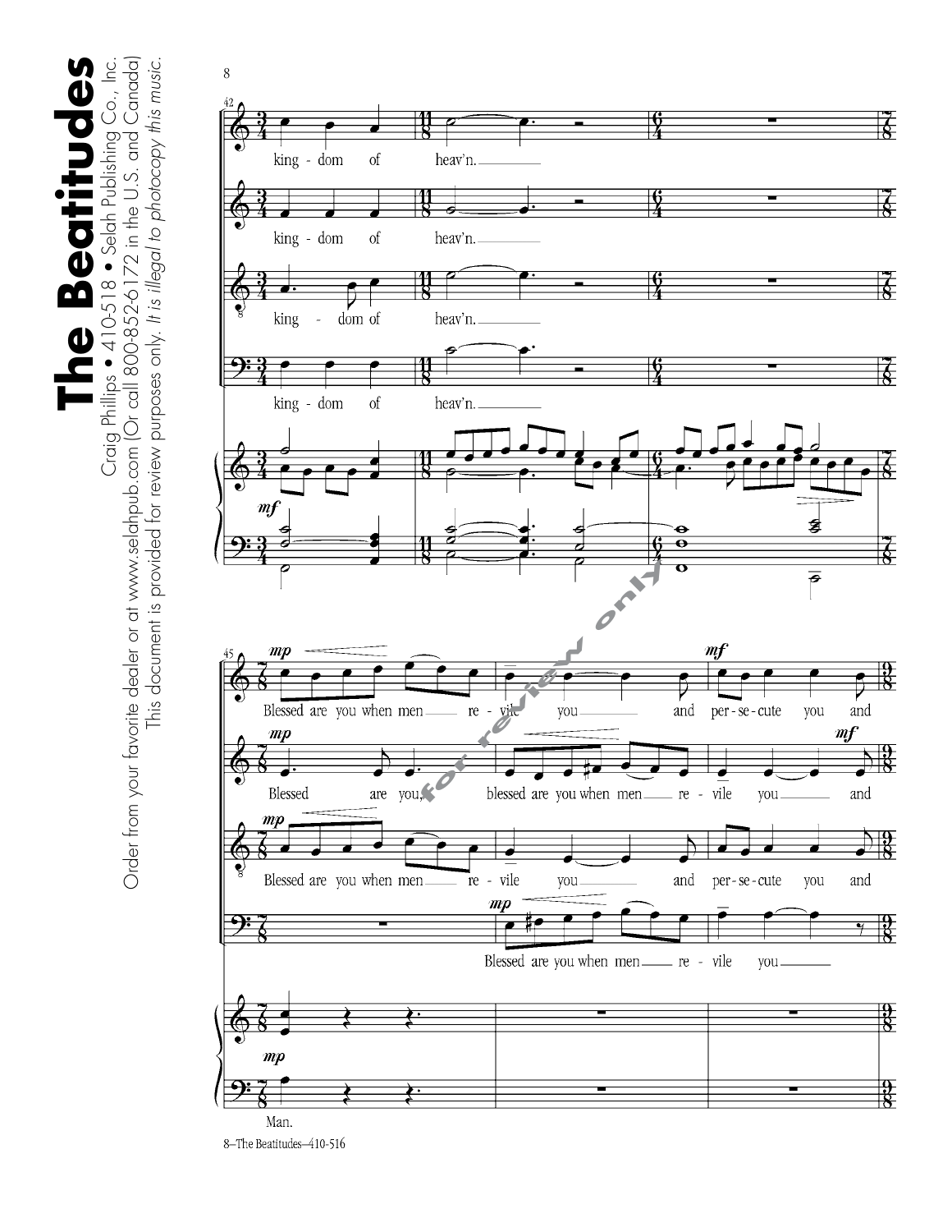# The Beatitudes

Craig Phillips • 410-518 • Selah Publishing Co., Inc.

Order from your favorite dealer or at www.selahpub.com (Or call 800-852-6172 in the U.S. and Canada)

This document is provided for review purposes only. *It is illegal to photocopy this music.*

king - dom of heav'n.

king - dom of heav'n.

king - dom of heav'n.

king - dom of heav'n.

Blessed are you when men re - vile you and per - se - cute you and

Blessed are you, blessed are you when men re - vile you and

Blessed are you when men re - vile you and per - se - cute you and

Blessed are you when men re - vile you

Man.

8–The Beatitudes–410-516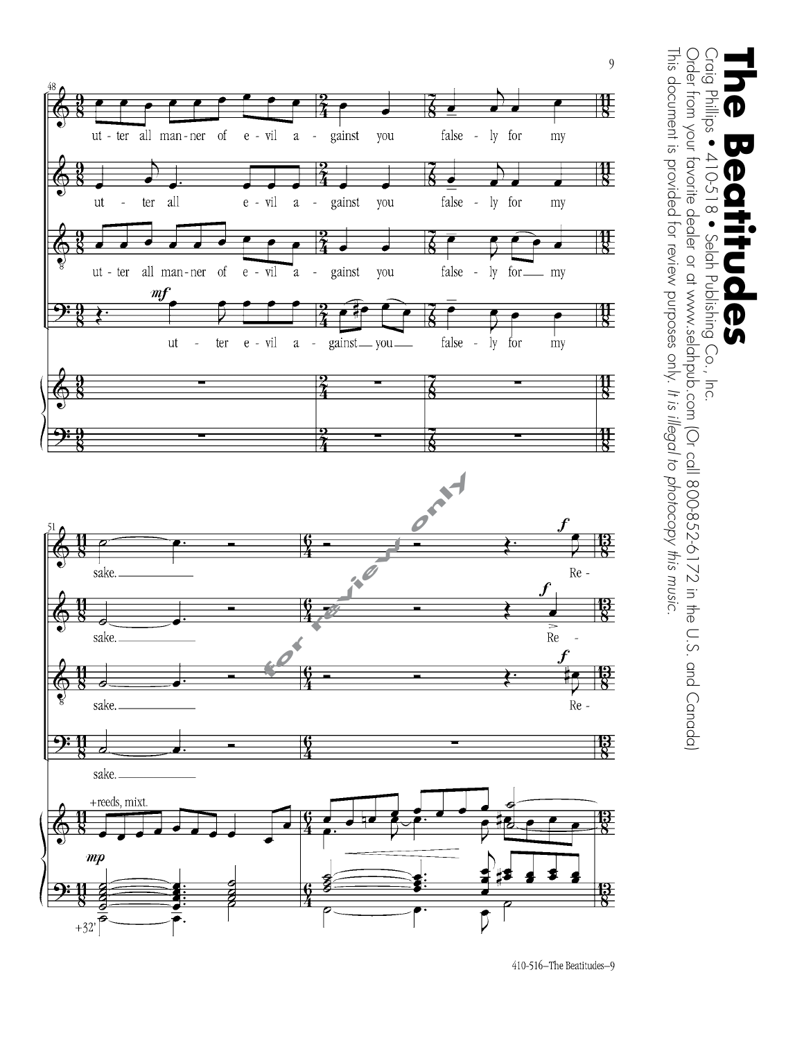# The Beatitudes

Craig Phillips • 410-518 • Selah Publishing Co., Inc.

Order from your favorite dealer or at www.selahpub.com (Or call 800-852-6172 in the U.S. and Canada)

This document is provided for review purposes only. *It is illegal to photocopy this music.*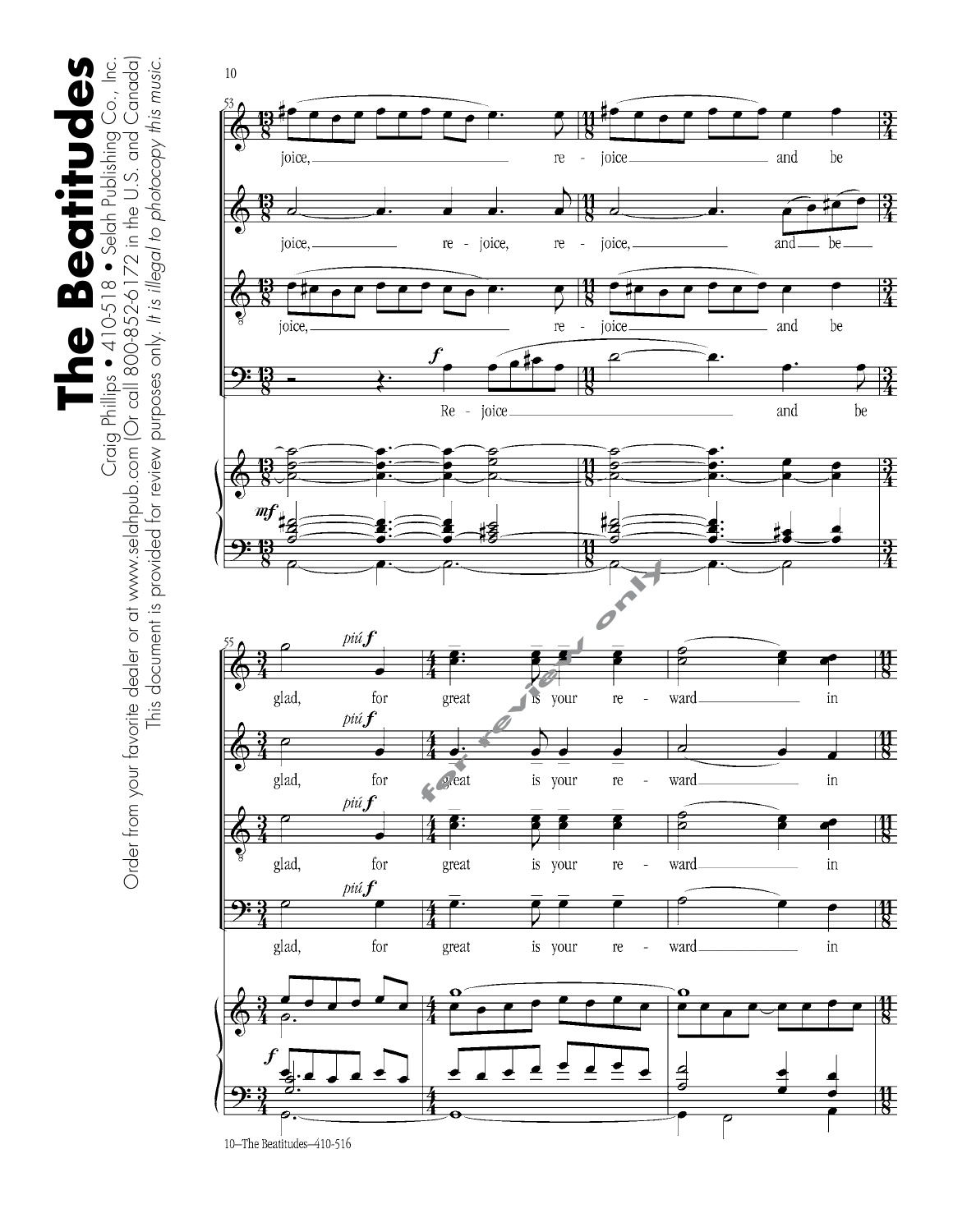joice, re - joice and be

joice, re - joice, re - joice, and be

joice, re - joice and be

Re - joice and be

*mf*

*f*

*piú f*

glad, for great is your re - ward in

glad, for great is your re - ward in

glad, for great is your re - ward in

glad, for great is your re - ward in

*f*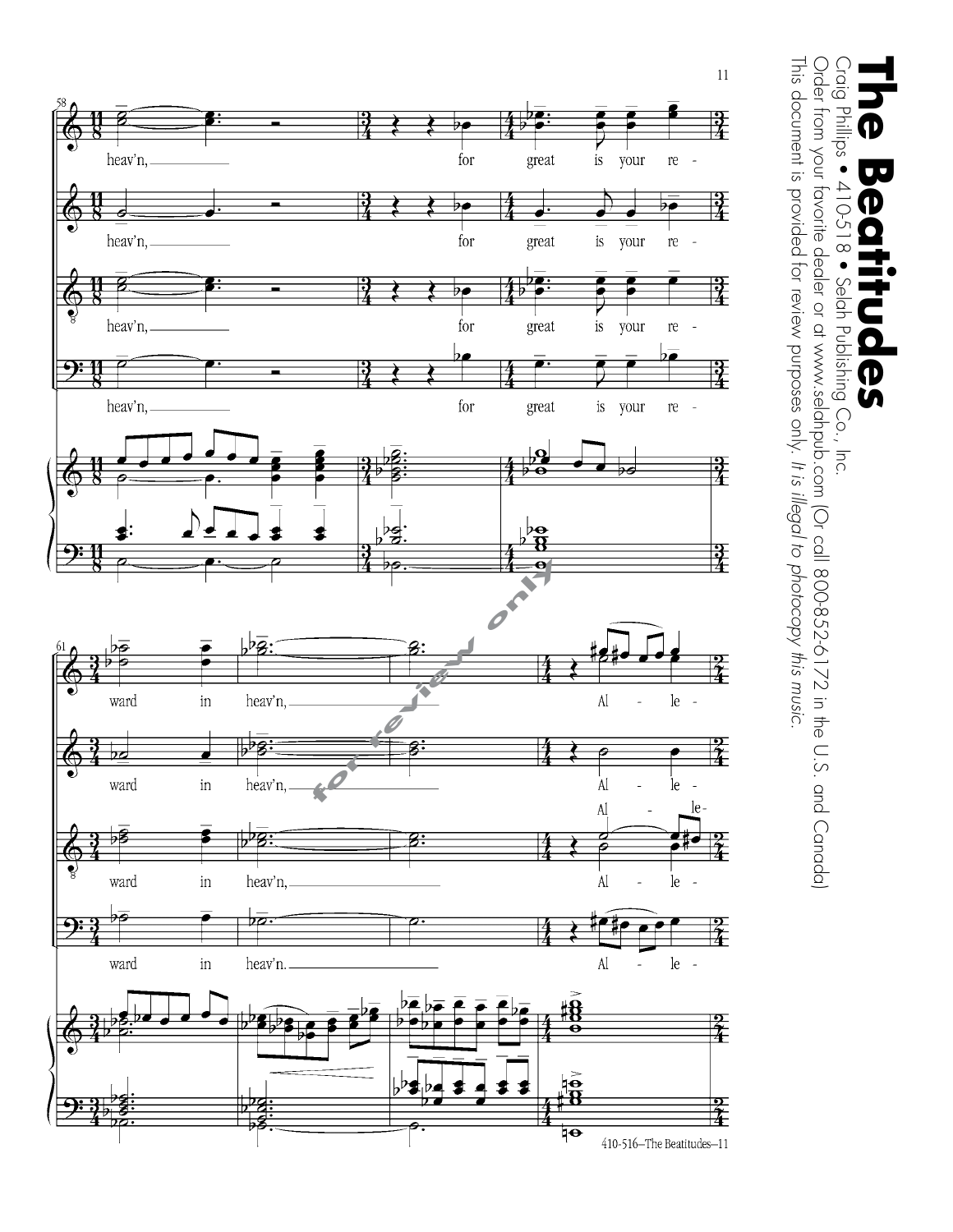# The Beatitudes

Craig Phillips • 410-518 • Selah Publishing Co., Inc.

Order from your favorite dealer or at www.selahpub.com (Or call 800-852-6172 in the U.S. and Canada)

This document is provided for review purposes only. *It is illegal to photocopy this music.*

heav'n, for great is your reward in heav'n, Al - le -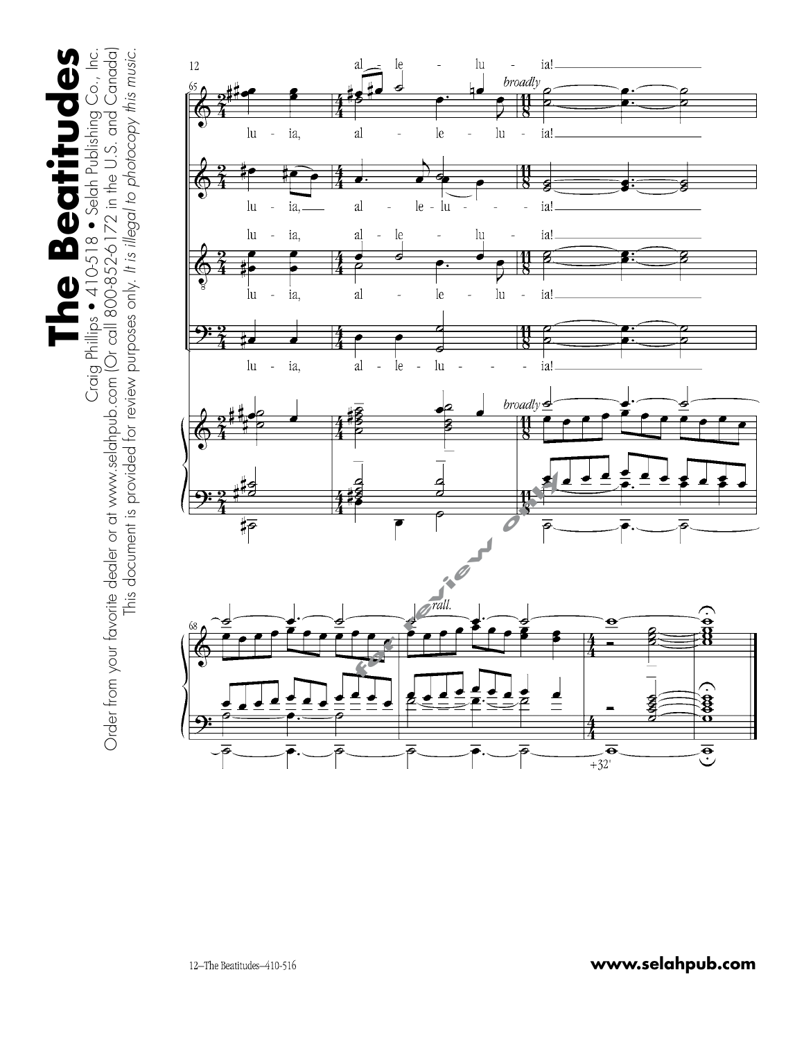# The Beatitudes

Craig Phillips • 410-518 • Selah Publishing Co., Inc.

Order from your favorite dealer or at www.selahpub.com (Or call 800-852-6172 in the U.S. and Canada)

This document is provided for review purposes only. *It is illegal to photocopy this music.*

al - le - lu - ia!

lu - ia, al - le - lu - ia!

lu - ia, al - le - lu - - - ia!

lu - ia, al - le - lu - ia!

lu - ia, al - le - lu - ia!

lu - ia, al - le - lu - - - ia!

*broadly*

*broadly*

*rall.*

+32'

For review only